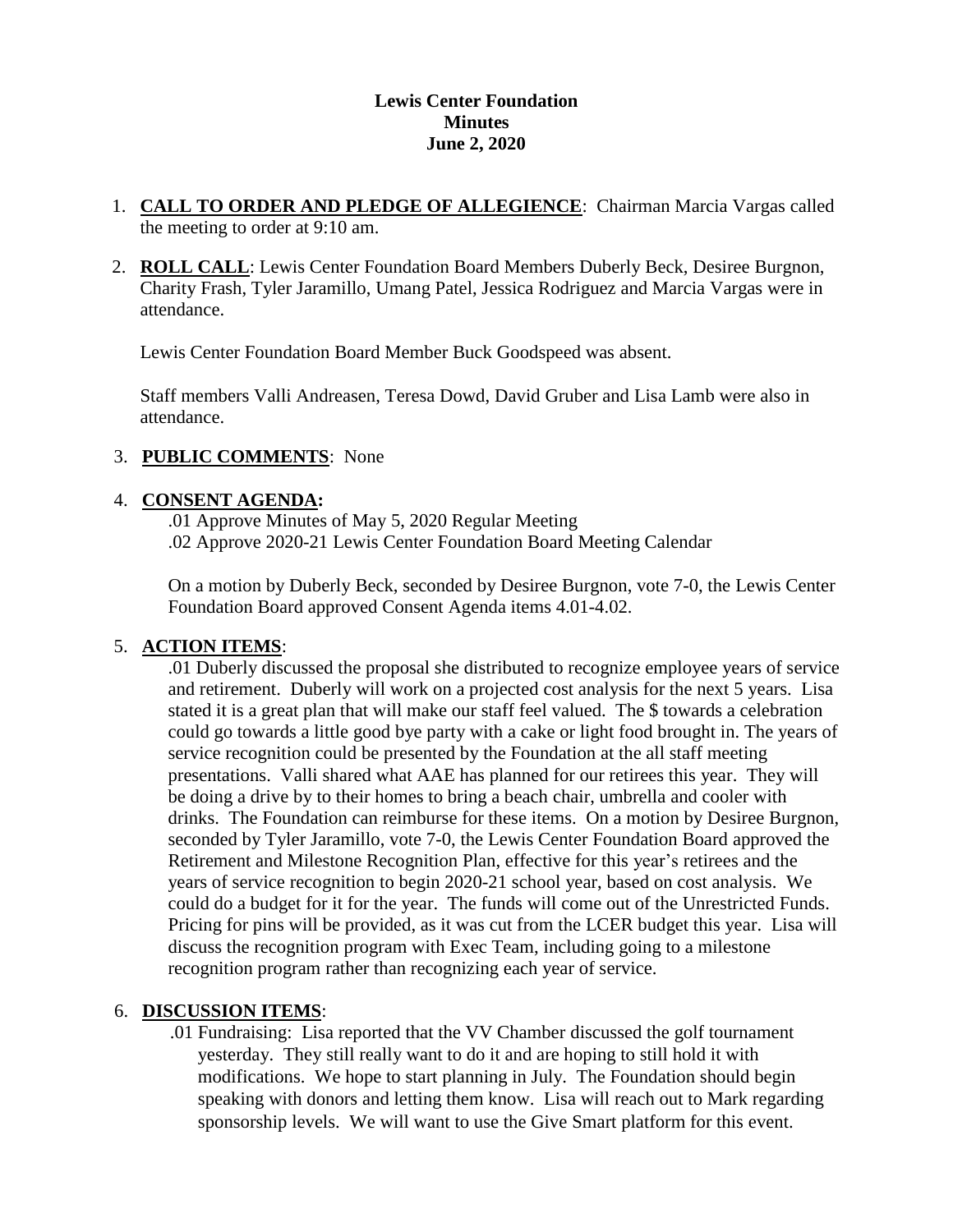**Lewis Center Foundation**
**Minutes**
**June 2, 2020**

1. **CALL TO ORDER AND PLEDGE OF ALLEGIENCE**: Chairman Marcia Vargas called the meeting to order at 9:10 am.

2. **ROLL CALL**: Lewis Center Foundation Board Members Duberly Beck, Desiree Burgnon, Charity Frash, Tyler Jaramillo, Umang Patel, Jessica Rodriguez and Marcia Vargas were in attendance.

   Lewis Center Foundation Board Member Buck Goodspeed was absent.

   Staff members Valli Andreasen, Teresa Dowd, David Gruber and Lisa Lamb were also in attendance.

3. **PUBLIC COMMENTS**: None

4. **CONSENT AGENDA:**

   .01 Approve Minutes of May 5, 2020 Regular Meeting
   .02 Approve 2020-21 Lewis Center Foundation Board Meeting Calendar

   On a motion by Duberly Beck, seconded by Desiree Burgnon, vote 7-0, the Lewis Center Foundation Board approved Consent Agenda items 4.01-4.02.

5. **ACTION ITEMS**:

   .01 Duberly discussed the proposal she distributed to recognize employee years of service and retirement. Duberly will work on a projected cost analysis for the next 5 years. Lisa stated it is a great plan that will make our staff feel valued. The $ towards a celebration could go towards a little good bye party with a cake or light food brought in. The years of service recognition could be presented by the Foundation at the all staff meeting presentations. Valli shared what AAE has planned for our retirees this year. They will be doing a drive by to their homes to bring a beach chair, umbrella and cooler with drinks. The Foundation can reimburse for these items. On a motion by Desiree Burgnon, seconded by Tyler Jaramillo, vote 7-0, the Lewis Center Foundation Board approved the Retirement and Milestone Recognition Plan, effective for this year's retirees and the years of service recognition to begin 2020-21 school year, based on cost analysis. We could do a budget for it for the year. The funds will come out of the Unrestricted Funds. Pricing for pins will be provided, as it was cut from the LCER budget this year. Lisa will discuss the recognition program with Exec Team, including going to a milestone recognition program rather than recognizing each year of service.

6. **DISCUSSION ITEMS**:

   .01 Fundraising: Lisa reported that the VV Chamber discussed the golf tournament yesterday. They still really want to do it and are hoping to still hold it with modifications. We hope to start planning in July. The Foundation should begin speaking with donors and letting them know. Lisa will reach out to Mark regarding sponsorship levels. We will want to use the Give Smart platform for this event.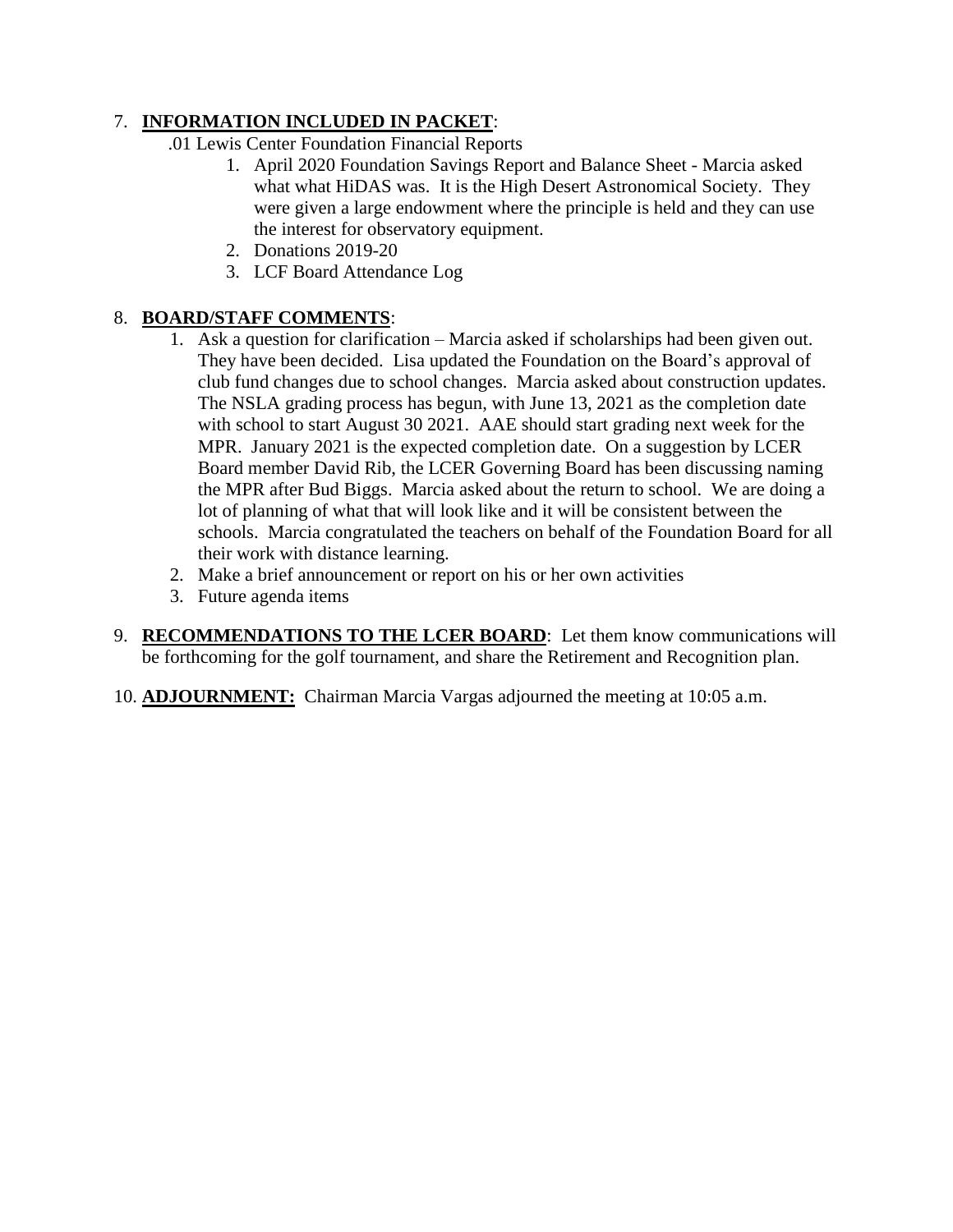7. **INFORMATION INCLUDED IN PACKET**:

   .01 Lewis Center Foundation Financial Reports

   1. April 2020 Foundation Savings Report and Balance Sheet - Marcia asked what what HiDAS was. It is the High Desert Astronomical Society. They were given a large endowment where the principle is held and they can use the interest for observatory equipment.
   2. Donations 2019-20
   3. LCF Board Attendance Log

8. **BOARD/STAFF COMMENTS**:
   1. Ask a question for clarification – Marcia asked if scholarships had been given out. They have been decided. Lisa updated the Foundation on the Board's approval of club fund changes due to school changes. Marcia asked about construction updates. The NSLA grading process has begun, with June 13, 2021 as the completion date with school to start August 30 2021. AAE should start grading next week for the MPR. January 2021 is the expected completion date. On a suggestion by LCER Board member David Rib, the LCER Governing Board has been discussing naming the MPR after Bud Biggs. Marcia asked about the return to school. We are doing a lot of planning of what that will look like and it will be consistent between the schools. Marcia congratulated the teachers on behalf of the Foundation Board for all their work with distance learning.
   2. Make a brief announcement or report on his or her own activities
   3. Future agenda items

9. **RECOMMENDATIONS TO THE LCER BOARD**: Let them know communications will be forthcoming for the golf tournament, and share the Retirement and Recognition plan.

10. **ADJOURNMENT:** Chairman Marcia Vargas adjourned the meeting at 10:05 a.m.